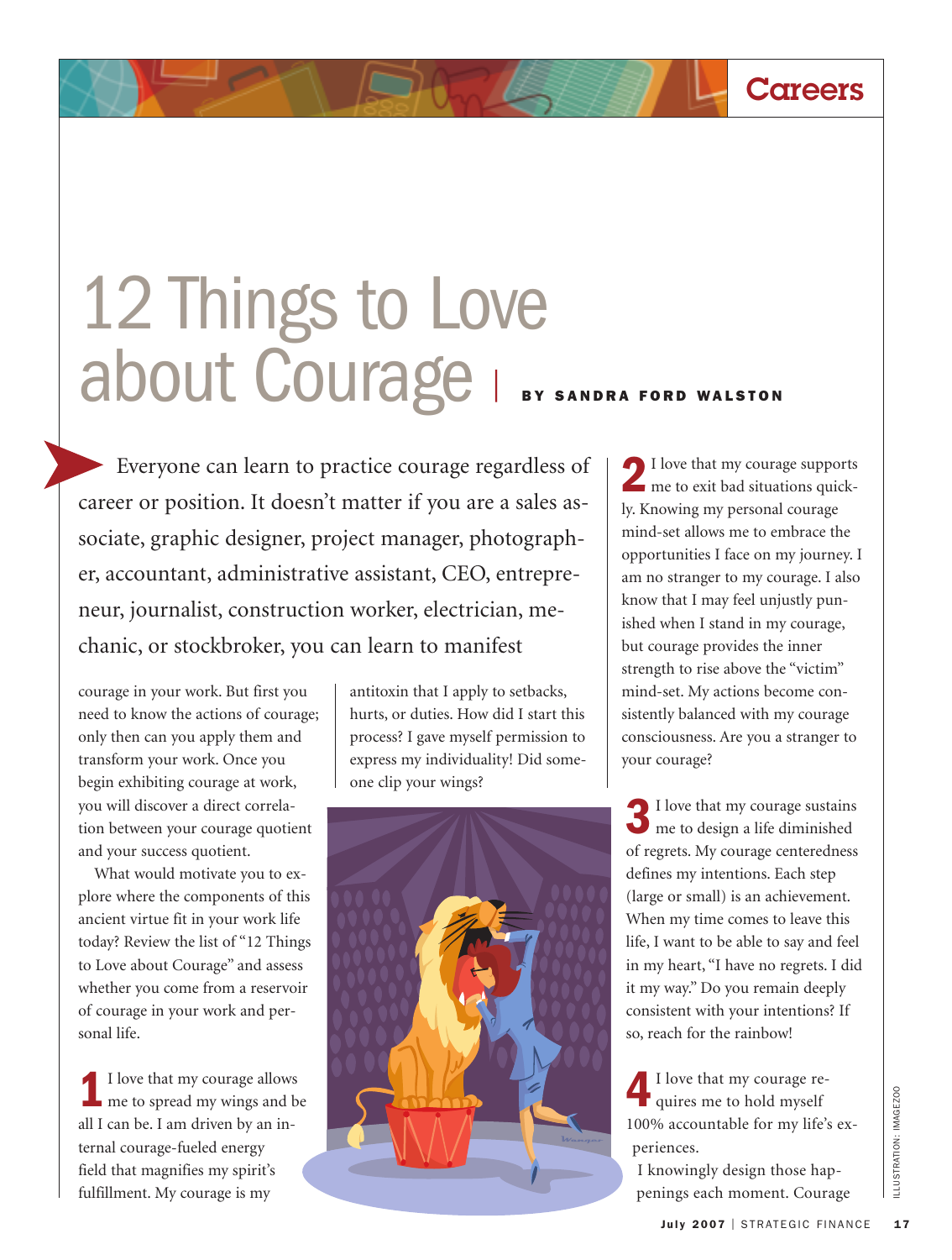Careers

# 12 Things to Love about Courage

**BY SANDRA FORD WALSTON**

Everyone can learn to practice courage regardless of career or position. It doesn't matter if you are a sales associate, graphic designer, project manager, photographer, accountant, administrative assistant, CEO, entrepreneur, journalist, construction worker, electrician, mechanic, or stockbroker, you can learn to manifest courage in your work. But first you need to know the actions of courage; only then can you apply them and transform your work. Once you begin exhibiting courage at work, you will discover a direct correlation between your courage quotient and your success quotient.

What would motivate you to explore where the components of this ancient virtue fit in your work life today? Review the list of "12 Things to Love about Courage" and assess whether you come from a reservoir of courage in your work and personal life.

**1** I love that my courage allows me to spread my wings and be all I can be. I am driven by an internal courage-fueled energy field that magnifies my spirit's fulfillment. My courage is my antitoxin that I apply to setbacks, hurts, or duties. How did I start this process? I gave myself permission to express my individuality! Did someone clip your wings?

**2** I love that my courage supports me to exit bad situations quickly. Knowing my personal courage mind-set allows me to embrace the opportunities I face on my journey. I am no stranger to my courage. I also know that I may feel unjustly punished when I stand in my courage, but courage provides the inner strength to rise above the "victim" mind-set. My actions become consistently balanced with my courage consciousness. Are you a stranger to your courage?

**3** I love that my courage sustains me to design a life diminished of regrets. My courage centeredness defines my intentions. Each step (large or small) is an achievement. When my time comes to leave this life, I want to be able to say and feel in my heart, "I have no regrets. I did it my way." Do you remain deeply consistent with your intentions? If so, reach for the rainbow!

**4** I love that my courage requires me to hold myself 100% accountable for my life's experiences.

I knowingly design those happenings each moment. Courage

ILLUSTRATION: IMAGEZOO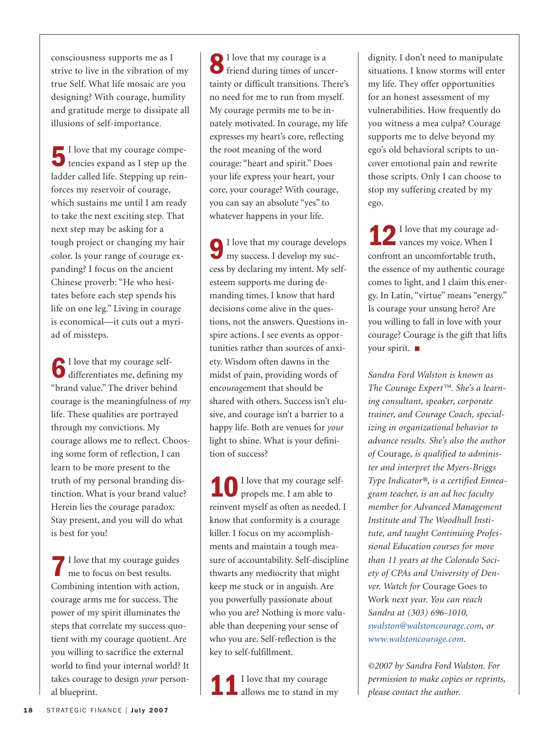consciousness supports me as I strive to live in the vibration of my true Self. What life mosaic are you designing? With courage, humility and gratitude merge to dissipate all illusions of self-importance.

**5** I love that my courage competencies expand as I step up the ladder called life. Stepping up reinforces my reservoir of courage, which sustains me until I am ready to take the next exciting step. That next step may be asking for a tough project or changing my hair color. Is your range of courage expanding? I focus on the ancient Chinese proverb: "He who hesitates before each step spends his life on one leg." Living in courage is economical—it cuts out a myriad of missteps.

**6** I love that my courage self-differentiates me, defining my "brand value." The driver behind courage is the meaningfulness of *my* life. These qualities are portrayed through my convictions. My courage allows me to reflect. Choosing some form of reflection, I can learn to be more present to the truth of my personal branding distinction. What is your brand value? Herein lies the courage paradox: Stay present, and you will do what is best for you!

**7** I love that my courage guides me to focus on best results. Combining intention with action, courage arms me for success. The power of my spirit illuminates the steps that correlate my success quotient with my courage quotient. Are you willing to sacrifice the external world to find your internal world? It takes courage to design *your* personal blueprint.

**8** I love that my courage is a friend during times of uncertainty or difficult transitions. There's no need for me to run from myself. My courage permits me to be innately motivated. In courage, my life expresses my heart's core, reflecting the root meaning of the word courage: "heart and spirit." Does your life express your heart, your core, your courage? With courage, you can say an absolute "yes" to whatever happens in your life.

**9** I love that my courage develops my success. I develop my success by declaring my intent. My self-esteem supports me during demanding times. I know that hard decisions come alive in the questions, not the answers. Questions inspire actions. I see events as opportunities rather than sources of anxiety. Wisdom often dawns in the midst of pain, providing words of en*courage*ment that should be shared with others. Success isn't elusive, and courage isn't a barrier to a happy life. Both are venues for *your* light to shine. What is your definition of success?

**10** I love that my courage self-propels me. I am able to reinvent myself as often as needed. I know that conformity is a courage killer. I focus on my accomplishments and maintain a tough measure of accountability. Self-discipline thwarts any mediocrity that might keep me stuck or in anguish. Are you powerfully passionate about who you are? Nothing is more valuable than deepening your sense of who you are. Self-reflection is the key to self-fulfillment.

**11** I love that my courage allows me to stand in my dignity. I don't need to manipulate situations. I know storms will enter my life. They offer opportunities for an honest assessment of my vulnerabilities. How frequently do you witness a mea culpa? Courage supports me to delve beyond my ego's old behavioral scripts to uncover emotional pain and rewrite those scripts. Only I can choose to stop my suffering created by my ego.

**12** I love that my courage advances my voice. When I confront an uncomfortable truth, the essence of my authentic courage comes to light, and I claim this energy. In Latin, "virtue" means "energy." Is courage your unsung hero? Are you willing to fall in love with your courage? Courage is the gift that lifts your spirit. ■

*Sandra Ford Walston is known as The Courage Expert™. She's a learning consultant, speaker, corporate trainer, and Courage Coach, specializing in organizational behavior to advance results. She's also the author of* Courage, *is qualified to administer and interpret the Myers-Briggs Type Indicator®, is a certified Enneagram teacher, is an ad hoc faculty member for Advanced Management Institute and The Woodhull Institute, and taught Continuing Professional Education courses for more than 11 years at the Colorado Society of CPAs and University of Denver. Watch for* Courage Goes to Work *next year. You can reach Sandra at (303) 696-1010, swalston@walstoncourage.com, or www.walstoncourage.com.*

*©2007 by Sandra Ford Walston. For permission to make copies or reprints, please contact the author.*